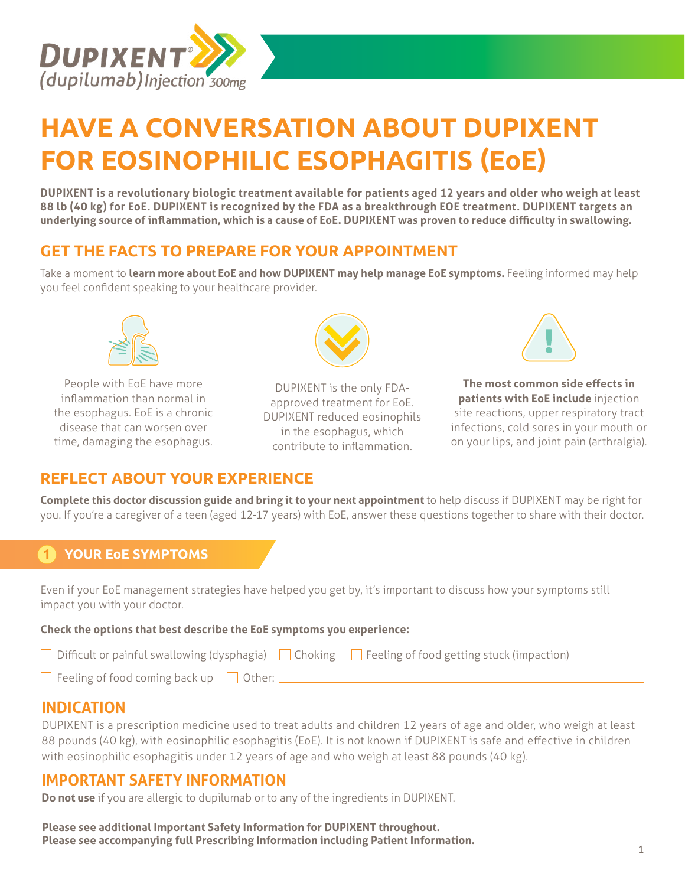DUPIXENT® (dupilumab) Injection 300mg

# HAVE A CONVERSATION ABOUT DUPIXENT FOR EOSINOPHILIC ESOPHAGITIS (EoE)

**DUPIXENT is a revolutionary biologic treatment available for patients aged 12 years and older who weigh at least 88 lb (40 kg) for EoE. DUPIXENT is recognized by the FDA as a breakthrough EOE treatment. DUPIXENT targets an underlying source of inflammation, which is a cause of EoE. DUPIXENT was proven to reduce difficulty in swallowing.**

## GET THE FACTS TO PREPARE FOR YOUR APPOINTMENT

Take a moment to **learn more about EoE and how DUPIXENT may help manage EoE symptoms.** Feeling informed may help you feel confident speaking to your healthcare provider.

People with EoE have more inflammation than normal in the esophagus. EoE is a chronic disease that can worsen over time, damaging the esophagus.

DUPIXENT is the only FDA-approved treatment for EoE. DUPIXENT reduced eosinophils in the esophagus, which contribute to inflammation.

**The most common side effects in patients with EoE include** injection site reactions, upper respiratory tract infections, cold sores in your mouth or on your lips, and joint pain (arthralgia).

## REFLECT ABOUT YOUR EXPERIENCE

**Complete this doctor discussion guide and bring it to your next appointment** to help discuss if DUPIXENT may be right for you. If you're a caregiver of a teen (aged 12-17 years) with EoE, answer these questions together to share with their doctor.

### 1 YOUR EoE SYMPTOMS

Even if your EoE management strategies have helped you get by, it's important to discuss how your symptoms still impact you with your doctor.

**Check the options that best describe the EoE symptoms you experience:**

- ☐ Difficult or painful swallowing (dysphagia)
- ☐ Choking
- ☐ Feeling of food getting stuck (impaction)
- ☐ Feeling of food coming back up
- ☐ Other: ____________________

## INDICATION

DUPIXENT is a prescription medicine used to treat adults and children 12 years of age and older, who weigh at least 88 pounds (40 kg), with eosinophilic esophagitis (EoE). It is not known if DUPIXENT is safe and effective in children with eosinophilic esophagitis under 12 years of age and who weigh at least 88 pounds (40 kg).

## IMPORTANT SAFETY INFORMATION

**Do not use** if you are allergic to dupilumab or to any of the ingredients in DUPIXENT.

**Please see additional Important Safety Information for DUPIXENT throughout.**
**Please see accompanying full Prescribing Information including Patient Information.**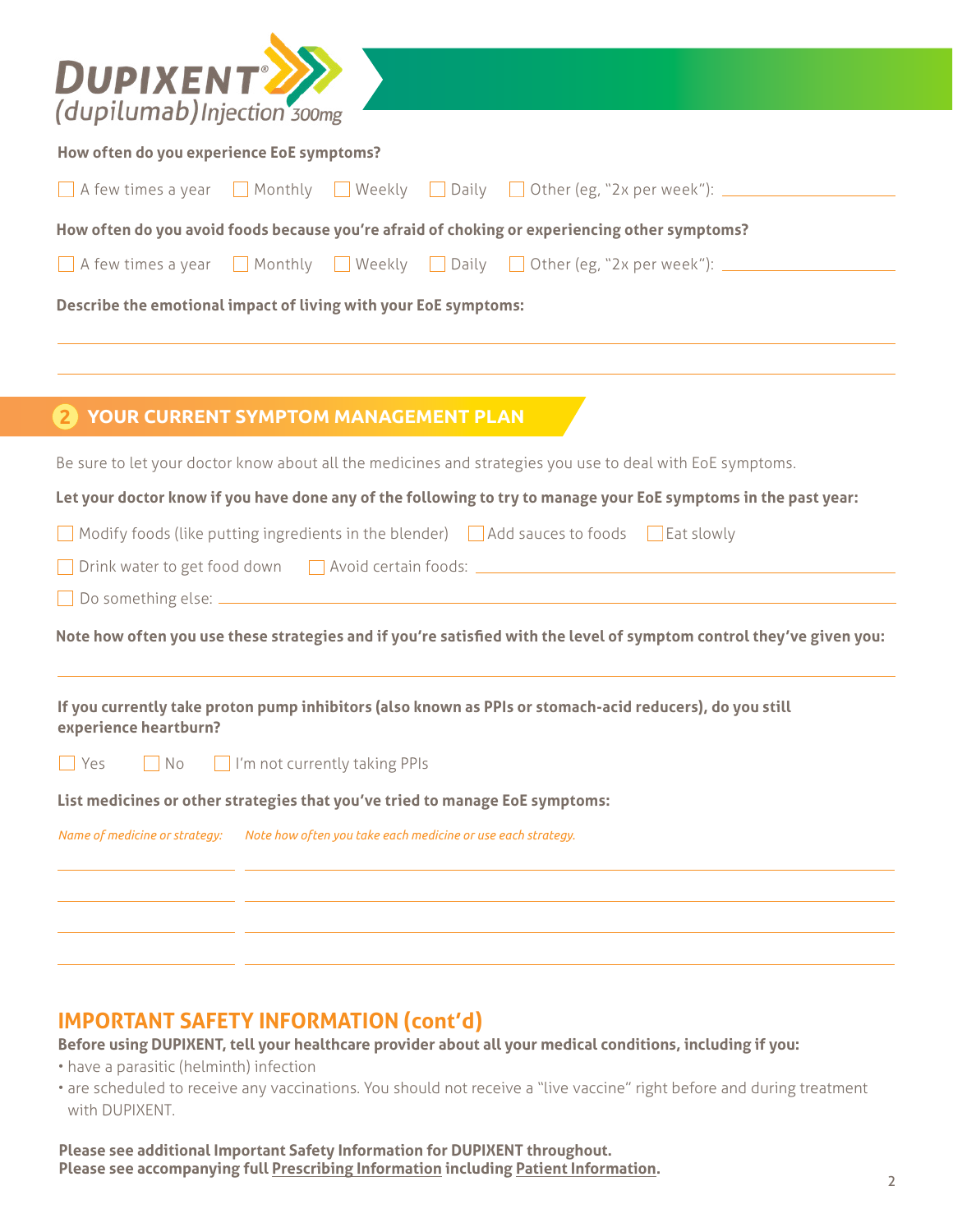**How often do you experience EoE symptoms?**

☐ A few times a year ☐ Monthly ☐ Weekly ☐ Daily ☐ Other (eg, "2x per week"): \_\_\_\_\_\_\_\_\_\_\_\_\_\_

**How often do you avoid foods because you're afraid of choking or experiencing other symptoms?**

☐ A few times a year ☐ Monthly ☐ Weekly ☐ Daily ☐ Other (eg, "2x per week"): \_\_\_\_\_\_\_\_\_\_\_\_\_\_

**Describe the emotional impact of living with your EoE symptoms:**

\_\_\_\_\_\_\_\_\_\_\_\_\_\_\_\_\_\_\_\_\_\_\_\_\_\_\_\_\_\_\_\_\_\_\_\_\_\_\_\_\_\_\_\_\_\_\_\_\_\_\_\_\_\_\_\_\_\_

\_\_\_\_\_\_\_\_\_\_\_\_\_\_\_\_\_\_\_\_\_\_\_\_\_\_\_\_\_\_\_\_\_\_\_\_\_\_\_\_\_\_\_\_\_\_\_\_\_\_\_\_\_\_\_\_\_\_

## 2 YOUR CURRENT SYMPTOM MANAGEMENT PLAN

Be sure to let your doctor know about all the medicines and strategies you use to deal with EoE symptoms.

**Let your doctor know if you have done any of the following to try to manage your EoE symptoms in the past year:**

☐ Modify foods (like putting ingredients in the blender) ☐ Add sauces to foods ☐ Eat slowly

☐ Drink water to get food down ☐ Avoid certain foods: \_\_\_\_\_\_\_\_\_\_\_\_\_\_\_\_\_\_\_\_\_\_\_\_\_\_\_\_

☐ Do something else: \_\_\_\_\_\_\_\_\_\_\_\_\_\_\_\_\_\_\_\_\_\_\_\_\_\_\_\_\_\_\_\_\_\_\_\_\_\_\_\_\_\_\_\_\_

**Note how often you use these strategies and if you're satisfied with the level of symptom control they've given you:**

\_\_\_\_\_\_\_\_\_\_\_\_\_\_\_\_\_\_\_\_\_\_\_\_\_\_\_\_\_\_\_\_\_\_\_\_\_\_\_\_\_\_\_\_\_\_\_\_\_\_\_\_\_\_\_\_\_\_

**If you currently take proton pump inhibitors (also known as PPIs or stomach-acid reducers), do you still experience heartburn?**

☐ Yes ☐ No ☐ I'm not currently taking PPIs

**List medicines or other strategies that you've tried to manage EoE symptoms:**

| *Name of medicine or strategy:* | *Note how often you take each medicine or use each strategy.* |
|---|---|
| | |
| | |
| | |
| | |

## IMPORTANT SAFETY INFORMATION (cont'd)

**Before using DUPIXENT, tell your healthcare provider about all your medical conditions, including if you:**

- have a parasitic (helminth) infection
- are scheduled to receive any vaccinations. You should not receive a "live vaccine" right before and during treatment with DUPIXENT.

**Please see additional Important Safety Information for DUPIXENT throughout.**
**Please see accompanying full Prescribing Information including Patient Information.**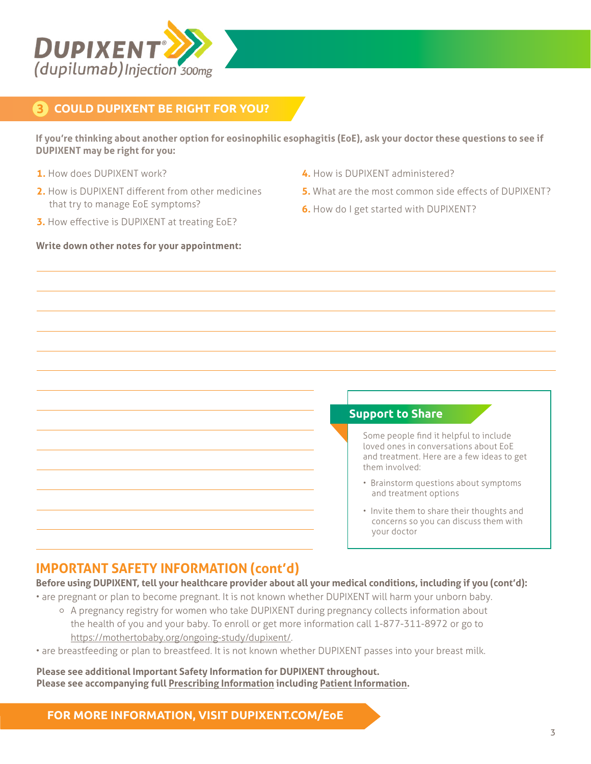DUPIXENT® (dupilumab) Injection 300mg

## 3 COULD DUPIXENT BE RIGHT FOR YOU?

**If you're thinking about another option for eosinophilic esophagitis (EoE), ask your doctor these questions to see if DUPIXENT may be right for you:**

1. How does DUPIXENT work?
2. How is DUPIXENT different from other medicines that try to manage EoE symptoms?
3. How effective is DUPIXENT at treating EoE?
4. How is DUPIXENT administered?
5. What are the most common side effects of DUPIXENT?
6. How do I get started with DUPIXENT?

**Write down other notes for your appointment:**

### Support to Share

Some people find it helpful to include loved ones in conversations about EoE and treatment. Here are a few ideas to get them involved:

- Brainstorm questions about symptoms and treatment options
- Invite them to share their thoughts and concerns so you can discuss them with your doctor

## IMPORTANT SAFETY INFORMATION (cont'd)

**Before using DUPIXENT, tell your healthcare provider about all your medical conditions, including if you (cont'd):**

- are pregnant or plan to become pregnant. It is not known whether DUPIXENT will harm your unborn baby.
  - A pregnancy registry for women who take DUPIXENT during pregnancy collects information about the health of you and your baby. To enroll or get more information call 1-877-311-8972 or go to https://mothertobaby.org/ongoing-study/dupixent/.
- are breastfeeding or plan to breastfeed. It is not known whether DUPIXENT passes into your breast milk.

**Please see additional Important Safety Information for DUPIXENT throughout.**
**Please see accompanying full Prescribing Information including Patient Information.**

**FOR MORE INFORMATION, VISIT DUPIXENT.COM/EoE**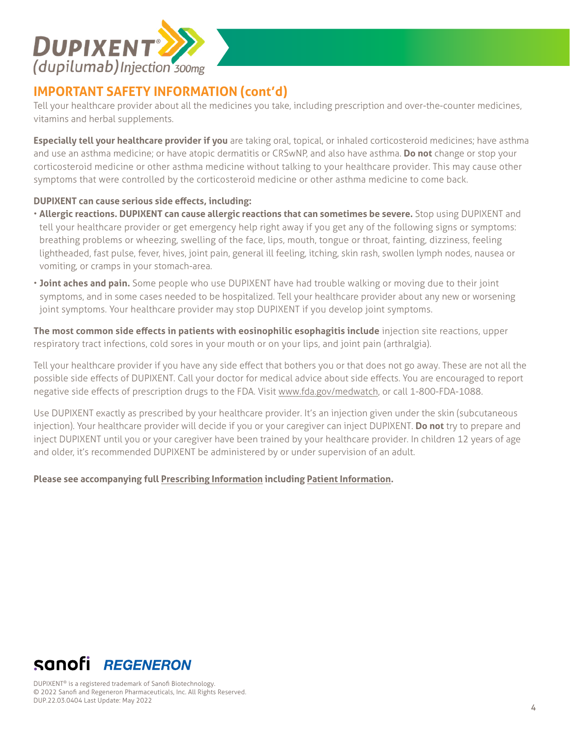## IMPORTANT SAFETY INFORMATION (cont'd)

Tell your healthcare provider about all the medicines you take, including prescription and over-the-counter medicines, vitamins and herbal supplements.

**Especially tell your healthcare provider if you** are taking oral, topical, or inhaled corticosteroid medicines; have asthma and use an asthma medicine; or have atopic dermatitis or CRSwNP, and also have asthma. **Do not** change or stop your corticosteroid medicine or other asthma medicine without talking to your healthcare provider. This may cause other symptoms that were controlled by the corticosteroid medicine or other asthma medicine to come back.

**DUPIXENT can cause serious side effects, including:**

- **Allergic reactions. DUPIXENT can cause allergic reactions that can sometimes be severe.** Stop using DUPIXENT and tell your healthcare provider or get emergency help right away if you get any of the following signs or symptoms: breathing problems or wheezing, swelling of the face, lips, mouth, tongue or throat, fainting, dizziness, feeling lightheaded, fast pulse, fever, hives, joint pain, general ill feeling, itching, skin rash, swollen lymph nodes, nausea or vomiting, or cramps in your stomach-area.
- **Joint aches and pain.** Some people who use DUPIXENT have had trouble walking or moving due to their joint symptoms, and in some cases needed to be hospitalized. Tell your healthcare provider about any new or worsening joint symptoms. Your healthcare provider may stop DUPIXENT if you develop joint symptoms.

**The most common side effects in patients with eosinophilic esophagitis include** injection site reactions, upper respiratory tract infections, cold sores in your mouth or on your lips, and joint pain (arthralgia).

Tell your healthcare provider if you have any side effect that bothers you or that does not go away. These are not all the possible side effects of DUPIXENT. Call your doctor for medical advice about side effects. You are encouraged to report negative side effects of prescription drugs to the FDA. Visit www.fda.gov/medwatch, or call 1-800-FDA-1088.

Use DUPIXENT exactly as prescribed by your healthcare provider. It's an injection given under the skin (subcutaneous injection). Your healthcare provider will decide if you or your caregiver can inject DUPIXENT. **Do not** try to prepare and inject DUPIXENT until you or your caregiver have been trained by your healthcare provider. In children 12 years of age and older, it's recommended DUPIXENT be administered by or under supervision of an adult.

**Please see accompanying full Prescribing Information including Patient Information.**

DUPIXENT® is a registered trademark of Sanofi Biotechnology.
© 2022 Sanofi and Regeneron Pharmaceuticals, Inc. All Rights Reserved.
DUP.22.03.0404 Last Update: May 2022